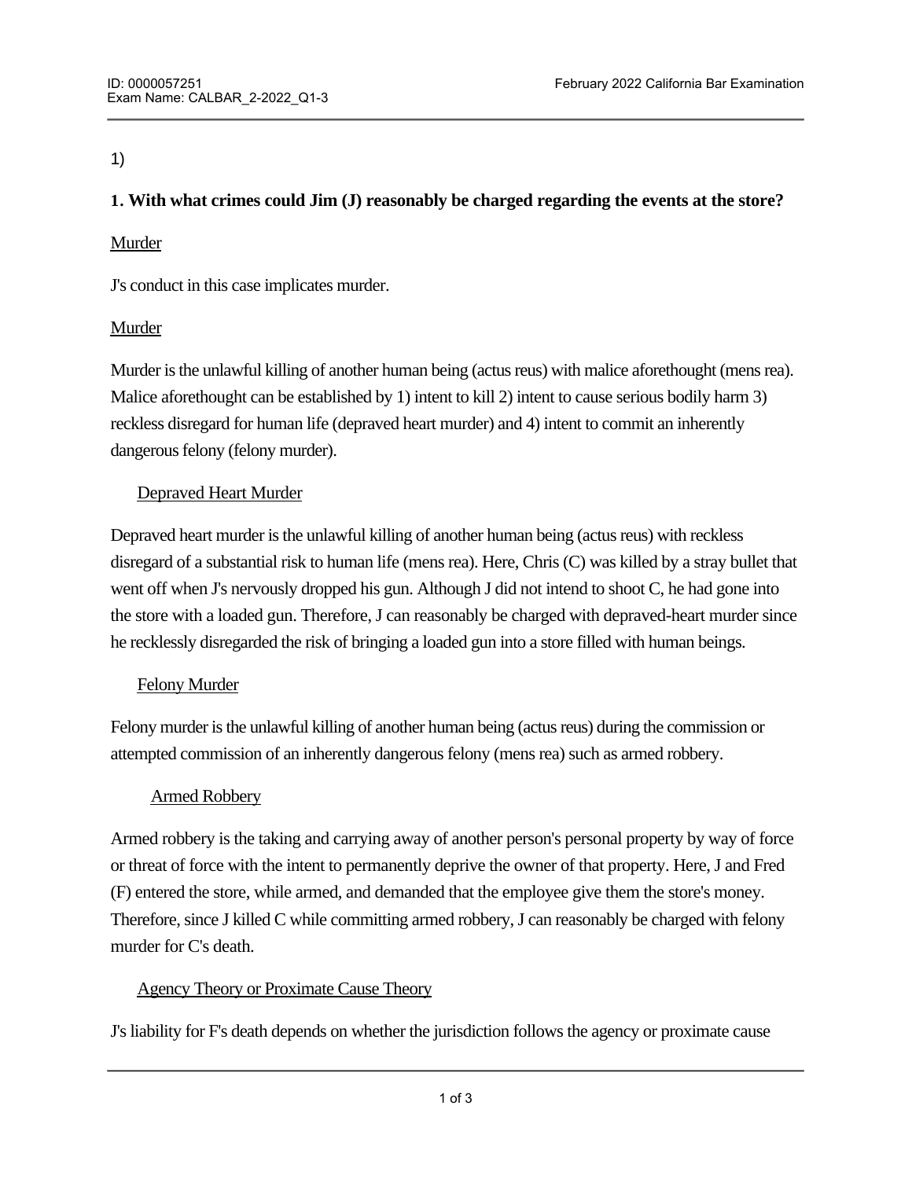1)

**1. With what crimes could Jim (J) reasonably be charged regarding the events at the store?**

<u>Murder</u>

J's conduct in this case implicates murder.

<u>Murder</u>

Murder is the unlawful killing of another human being (actus reus) with malice aforethought (mens rea). Malice aforethought can be established by 1) intent to kill 2) intent to cause serious bodily harm 3) reckless disregard for human life (depraved heart murder) and 4) intent to commit an inherently dangerous felony (felony murder).

<u>Depraved Heart Murder</u>

Depraved heart murder is the unlawful killing of another human being (actus reus) with reckless disregard of a substantial risk to human life (mens rea). Here, Chris (C) was killed by a stray bullet that went off when J's nervously dropped his gun. Although J did not intend to shoot C, he had gone into the store with a loaded gun. Therefore, J can reasonably be charged with depraved-heart murder since he recklessly disregarded the risk of bringing a loaded gun into a store filled with human beings.

<u>Felony Murder</u>

Felony murder is the unlawful killing of another human being (actus reus) during the commission or attempted commission of an inherently dangerous felony (mens rea) such as armed robbery.

<u>Armed Robbery</u>

Armed robbery is the taking and carrying away of another person's personal property by way of force or threat of force with the intent to permanently deprive the owner of that property. Here, J and Fred (F) entered the store, while armed, and demanded that the employee give them the store's money. Therefore, since J killed C while committing armed robbery, J can reasonably be charged with felony murder for C's death.

<u>Agency Theory or Proximate Cause Theory</u>

J's liability for F's death depends on whether the jurisdiction follows the agency or proximate cause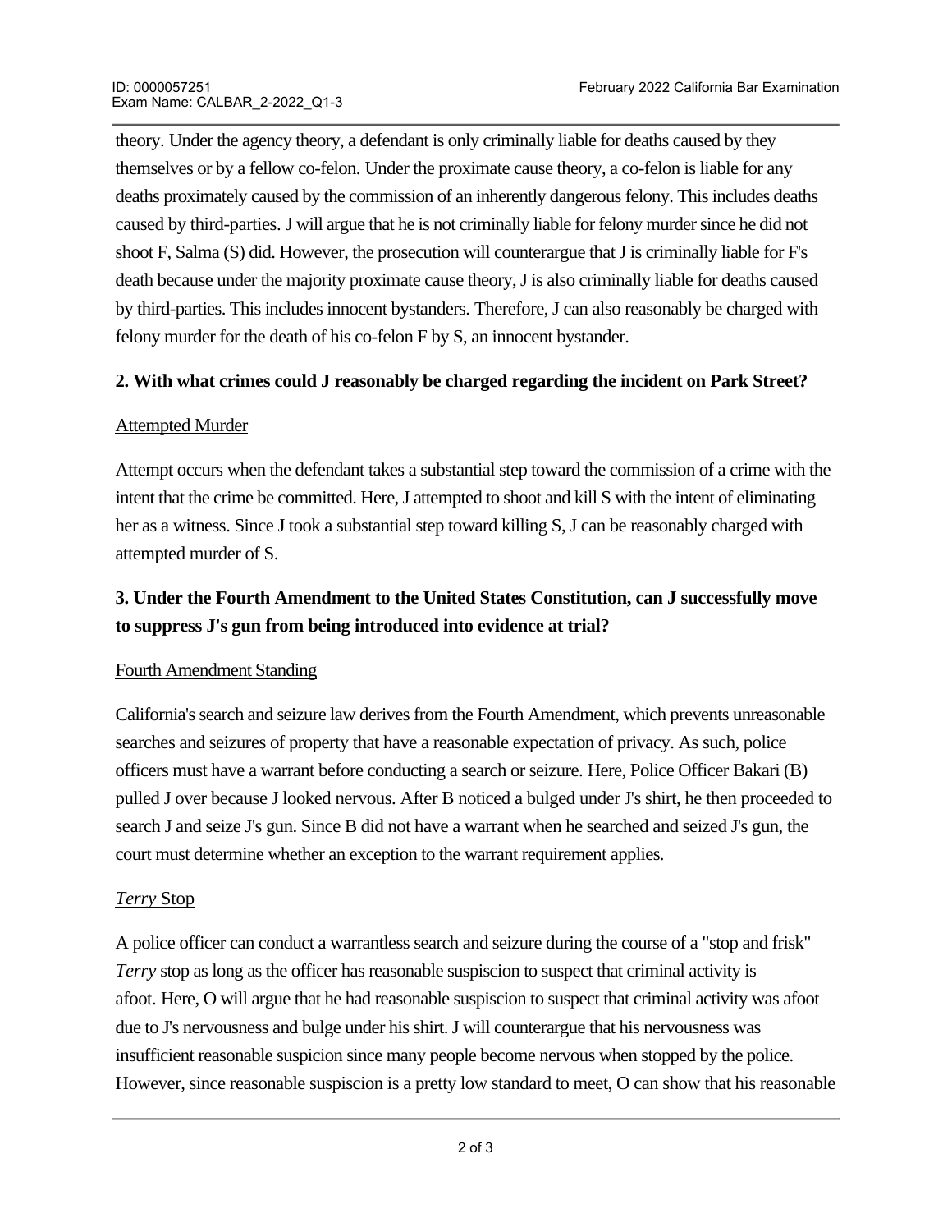theory. Under the agency theory, a defendant is only criminally liable for deaths caused by they themselves or by a fellow co-felon. Under the proximate cause theory, a co-felon is liable for any deaths proximately caused by the commission of an inherently dangerous felony. This includes deaths caused by third-parties. J will argue that he is not criminally liable for felony murder since he did not shoot F, Salma (S) did. However, the prosecution will counterargue that J is criminally liable for F's death because under the majority proximate cause theory, J is also criminally liable for deaths caused by third-parties. This includes innocent bystanders. Therefore, J can also reasonably be charged with felony murder for the death of his co-felon F by S, an innocent bystander.

**2. With what crimes could J reasonably be charged regarding the incident on Park Street?**

Attempted Murder

Attempt occurs when the defendant takes a substantial step toward the commission of a crime with the intent that the crime be committed. Here, J attempted to shoot and kill S with the intent of eliminating her as a witness. Since J took a substantial step toward killing S, J can be reasonably charged with attempted murder of S.

**3. Under the Fourth Amendment to the United States Constitution, can J successfully move to suppress J's gun from being introduced into evidence at trial?**

Fourth Amendment Standing

California's search and seizure law derives from the Fourth Amendment, which prevents unreasonable searches and seizures of property that have a reasonable expectation of privacy. As such, police officers must have a warrant before conducting a search or seizure. Here, Police Officer Bakari (B) pulled J over because J looked nervous. After B noticed a bulged under J's shirt, he then proceeded to search J and seize J's gun. Since B did not have a warrant when he searched and seized J's gun, the court must determine whether an exception to the warrant requirement applies.

*Terry* Stop

A police officer can conduct a warrantless search and seizure during the course of a "stop and frisk" *Terry* stop as long as the officer has reasonable suspiscion to suspect that criminal activity is afoot. Here, O will argue that he had reasonable suspiscion to suspect that criminal activity was afoot due to J's nervousness and bulge under his shirt. J will counterargue that his nervousness was insufficient reasonable suspicion since many people become nervous when stopped by the police. However, since reasonable suspicion is a pretty low standard to meet, O can show that his reasonable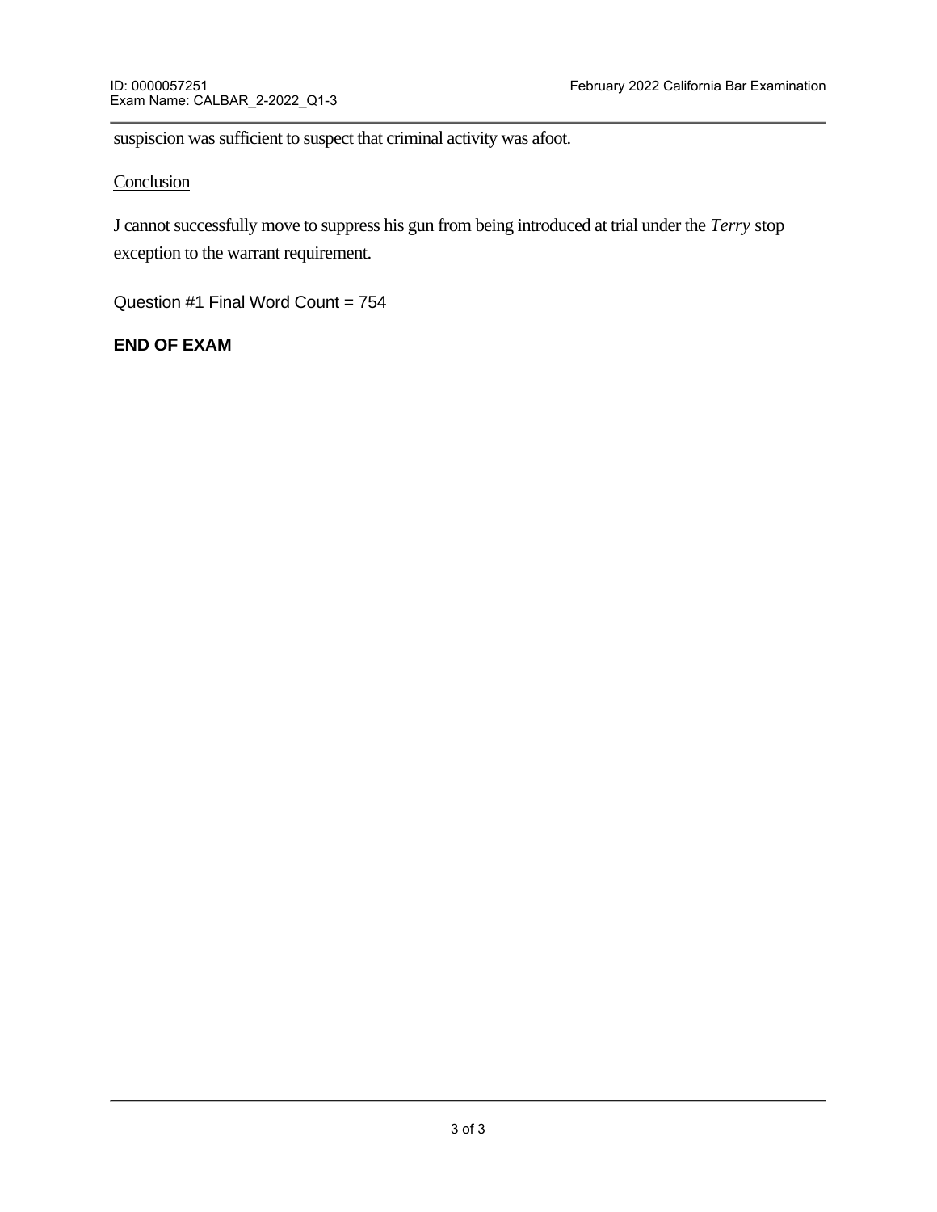suspiscion was sufficient to suspect that criminal activity was afoot.

Conclusion

J cannot successfully move to suppress his gun from being introduced at trial under the *Terry* stop exception to the warrant requirement.

Question #1 Final Word Count = 754

**END OF EXAM**